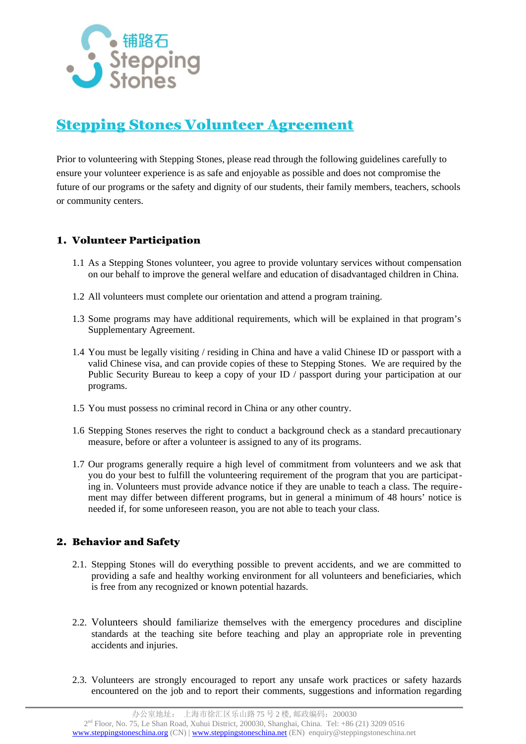# Stepping Stones Volunteer Agreement

Prior to volunteering with Stepping Stones, please read through the following guidelines carefully to ensure your volunteer experience is as safe and enjoyable as possible and does not compromise the future of our programs or the safety and dignity of our students, their family members, teachers, schools or community centers.

## 1. Volunteer Participation

1.1 As a Stepping Stones volunteer, you agree to provide voluntary services without compensation on our behalf to improve the general welfare and education of disadvantaged children in China.

1.2 All volunteers must complete our orientation and attend a program training.

1.3 Some programs may have additional requirements, which will be explained in that program's Supplementary Agreement.

1.4 You must be legally visiting / residing in China and have a valid Chinese ID or passport with a valid Chinese visa, and can provide copies of these to Stepping Stones. We are required by the Public Security Bureau to keep a copy of your ID / passport during your participation at our programs.

1.5 You must possess no criminal record in China or any other country.

1.6 Stepping Stones reserves the right to conduct a background check as a standard precautionary measure, before or after a volunteer is assigned to any of its programs.

1.7 Our programs generally require a high level of commitment from volunteers and we ask that you do your best to fulfill the volunteering requirement of the program that you are participating in. Volunteers must provide advance notice if they are unable to teach a class. The requirement may differ between different programs, but in general a minimum of 48 hours' notice is needed if, for some unforeseen reason, you are not able to teach your class.

## 2. Behavior and Safety

2.1. Stepping Stones will do everything possible to prevent accidents, and we are committed to providing a safe and healthy working environment for all volunteers and beneficiaries, which is free from any recognized or known potential hazards.

2.2. Volunteers should familiarize themselves with the emergency procedures and discipline standards at the teaching site before teaching and play an appropriate role in preventing accidents and injuries.

2.3. Volunteers are strongly encouraged to report any unsafe work practices or safety hazards encountered on the job and to report their comments, suggestions and information regarding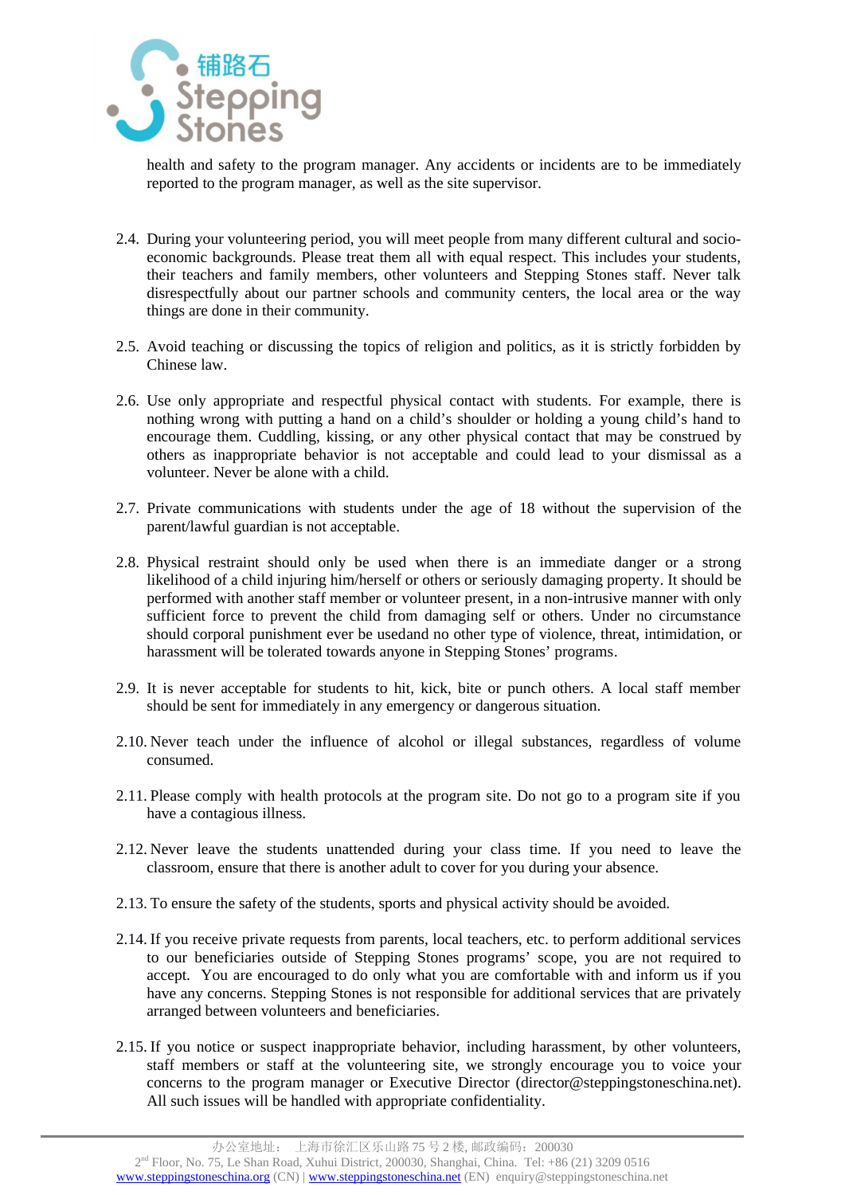health and safety to the program manager. Any accidents or incidents are to be immediately reported to the program manager, as well as the site supervisor.

2.4. During your volunteering period, you will meet people from many different cultural and socio-economic backgrounds. Please treat them all with equal respect. This includes your students, their teachers and family members, other volunteers and Stepping Stones staff. Never talk disrespectfully about our partner schools and community centers, the local area or the way things are done in their community.

2.5. Avoid teaching or discussing the topics of religion and politics, as it is strictly forbidden by Chinese law.

2.6. Use only appropriate and respectful physical contact with students. For example, there is nothing wrong with putting a hand on a child's shoulder or holding a young child's hand to encourage them. Cuddling, kissing, or any other physical contact that may be construed by others as inappropriate behavior is not acceptable and could lead to your dismissal as a volunteer. Never be alone with a child.

2.7. Private communications with students under the age of 18 without the supervision of the parent/lawful guardian is not acceptable.

2.8. Physical restraint should only be used when there is an immediate danger or a strong likelihood of a child injuring him/herself or others or seriously damaging property. It should be performed with another staff member or volunteer present, in a non-intrusive manner with only sufficient force to prevent the child from damaging self or others. Under no circumstance should corporal punishment ever be usedand no other type of violence, threat, intimidation, or harassment will be tolerated towards anyone in Stepping Stones' programs.

2.9. It is never acceptable for students to hit, kick, bite or punch others. A local staff member should be sent for immediately in any emergency or dangerous situation.

2.10. Never teach under the influence of alcohol or illegal substances, regardless of volume consumed.

2.11. Please comply with health protocols at the program site. Do not go to a program site if you have a contagious illness.

2.12. Never leave the students unattended during your class time. If you need to leave the classroom, ensure that there is another adult to cover for you during your absence.

2.13. To ensure the safety of the students, sports and physical activity should be avoided.

2.14. If you receive private requests from parents, local teachers, etc. to perform additional services to our beneficiaries outside of Stepping Stones programs' scope, you are not required to accept. You are encouraged to do only what you are comfortable with and inform us if you have any concerns. Stepping Stones is not responsible for additional services that are privately arranged between volunteers and beneficiaries.

2.15. If you notice or suspect inappropriate behavior, including harassment, by other volunteers, staff members or staff at the volunteering site, we strongly encourage you to voice your concerns to the program manager or Executive Director (director@steppingstoneschina.net). All such issues will be handled with appropriate confidentiality.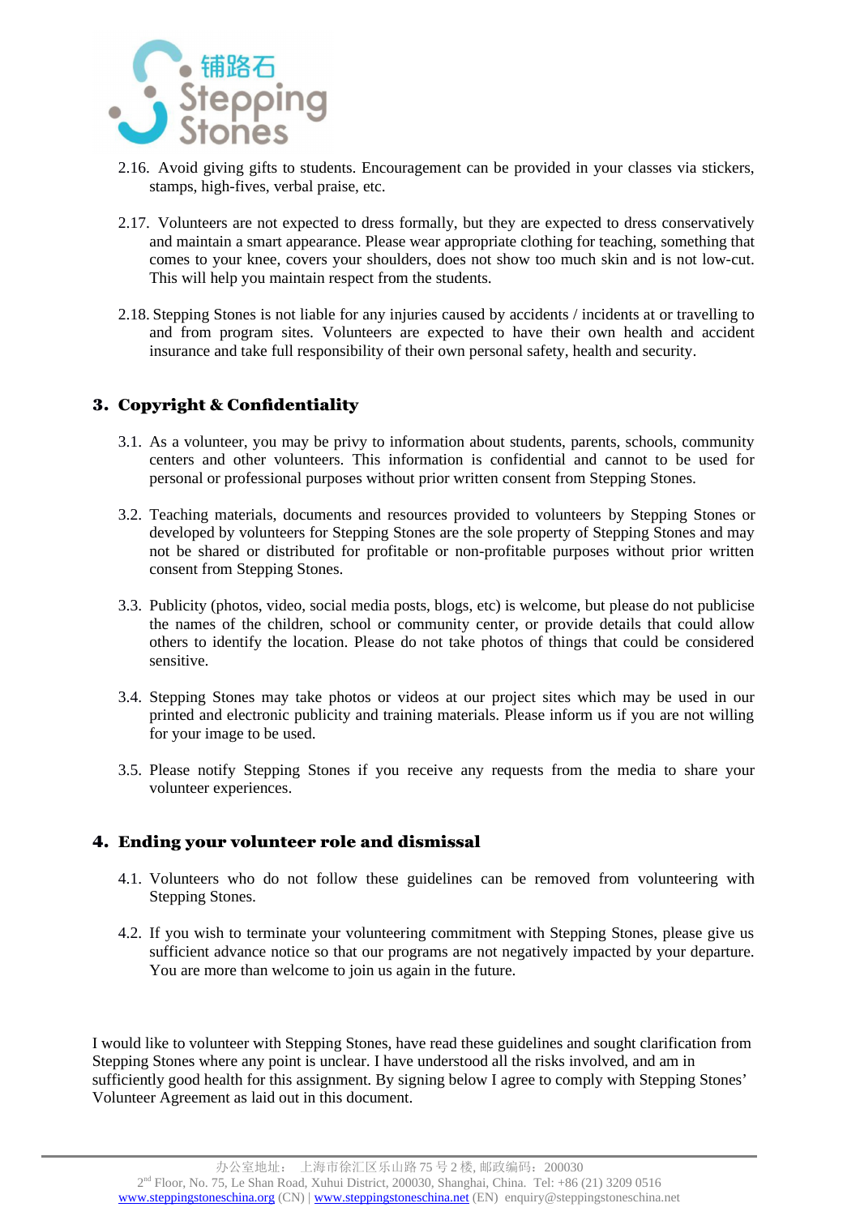2.16. Avoid giving gifts to students. Encouragement can be provided in your classes via stickers, stamps, high-fives, verbal praise, etc.

2.17. Volunteers are not expected to dress formally, but they are expected to dress conservatively and maintain a smart appearance. Please wear appropriate clothing for teaching, something that comes to your knee, covers your shoulders, does not show too much skin and is not low-cut. This will help you maintain respect from the students.

2.18. Stepping Stones is not liable for any injuries caused by accidents / incidents at or travelling to and from program sites. Volunteers are expected to have their own health and accident insurance and take full responsibility of their own personal safety, health and security.

## 3. Copyright & Confidentiality

3.1. As a volunteer, you may be privy to information about students, parents, schools, community centers and other volunteers. This information is confidential and cannot to be used for personal or professional purposes without prior written consent from Stepping Stones.

3.2. Teaching materials, documents and resources provided to volunteers by Stepping Stones or developed by volunteers for Stepping Stones are the sole property of Stepping Stones and may not be shared or distributed for profitable or non-profitable purposes without prior written consent from Stepping Stones.

3.3. Publicity (photos, video, social media posts, blogs, etc) is welcome, but please do not publicise the names of the children, school or community center, or provide details that could allow others to identify the location. Please do not take photos of things that could be considered sensitive.

3.4. Stepping Stones may take photos or videos at our project sites which may be used in our printed and electronic publicity and training materials. Please inform us if you are not willing for your image to be used.

3.5. Please notify Stepping Stones if you receive any requests from the media to share your volunteer experiences.

## 4. Ending your volunteer role and dismissal

4.1. Volunteers who do not follow these guidelines can be removed from volunteering with Stepping Stones.

4.2. If you wish to terminate your volunteering commitment with Stepping Stones, please give us sufficient advance notice so that our programs are not negatively impacted by your departure. You are more than welcome to join us again in the future.

I would like to volunteer with Stepping Stones, have read these guidelines and sought clarification from Stepping Stones where any point is unclear. I have understood all the risks involved, and am in sufficiently good health for this assignment. By signing below I agree to comply with Stepping Stones' Volunteer Agreement as laid out in this document.